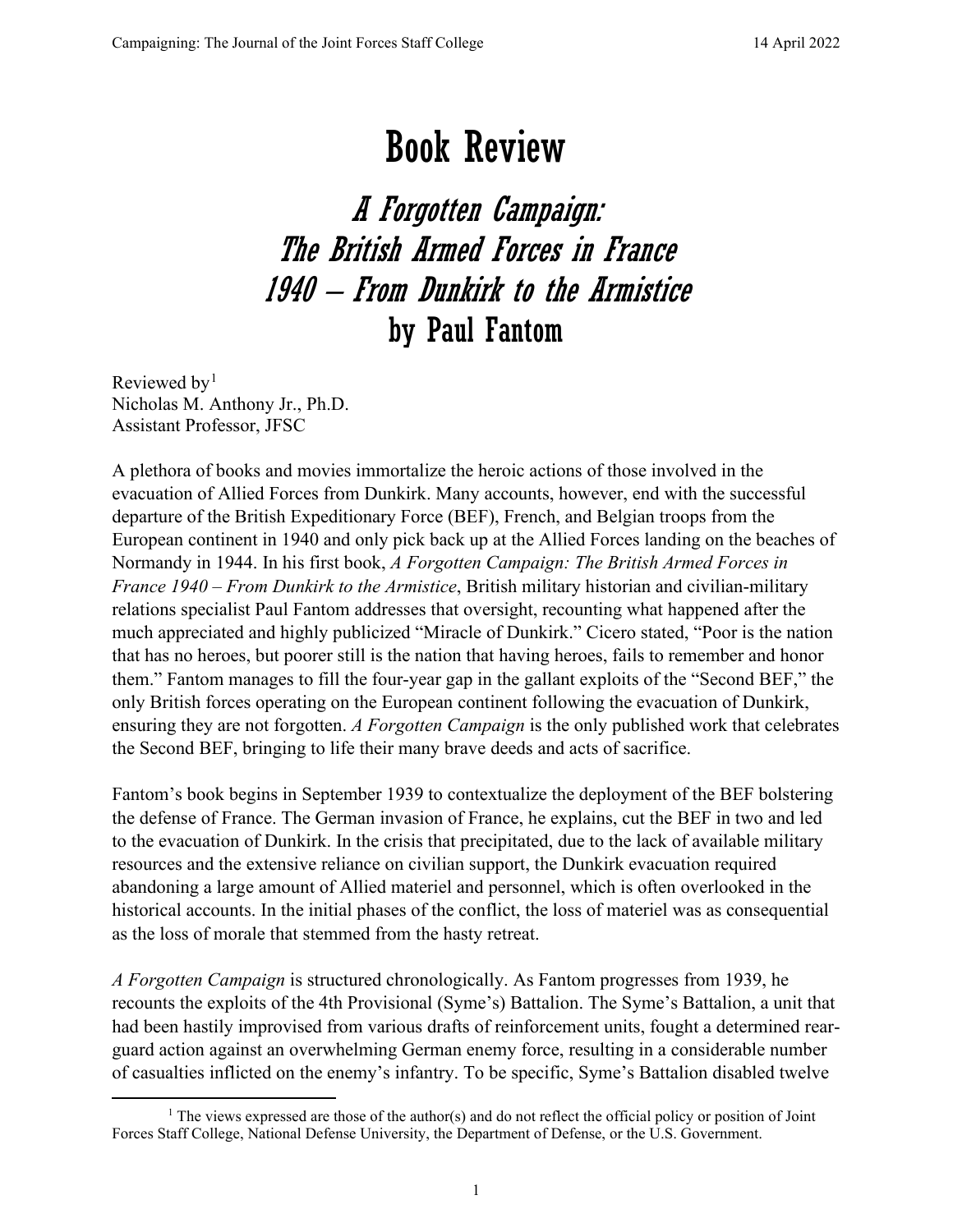# Book Review

## *A Forgotten Campaign: The British Armed Forces in France 1940 – From Dunkirk to the Armistice* by Paul Fantom

Reviewed by[1]
Nicholas M. Anthony Jr., Ph.D.
Assistant Professor, JFSC

A plethora of books and movies immortalize the heroic actions of those involved in the evacuation of Allied Forces from Dunkirk. Many accounts, however, end with the successful departure of the British Expeditionary Force (BEF), French, and Belgian troops from the European continent in 1940 and only pick back up at the Allied Forces landing on the beaches of Normandy in 1944. In his first book, *A Forgotten Campaign: The British Armed Forces in France 1940 – From Dunkirk to the Armistice*, British military historian and civilian-military relations specialist Paul Fantom addresses that oversight, recounting what happened after the much appreciated and highly publicized "Miracle of Dunkirk." Cicero stated, "Poor is the nation that has no heroes, but poorer still is the nation that having heroes, fails to remember and honor them." Fantom manages to fill the four-year gap in the gallant exploits of the "Second BEF," the only British forces operating on the European continent following the evacuation of Dunkirk, ensuring they are not forgotten. *A Forgotten Campaign* is the only published work that celebrates the Second BEF, bringing to life their many brave deeds and acts of sacrifice.

Fantom's book begins in September 1939 to contextualize the deployment of the BEF bolstering the defense of France. The German invasion of France, he explains, cut the BEF in two and led to the evacuation of Dunkirk. In the crisis that precipitated, due to the lack of available military resources and the extensive reliance on civilian support, the Dunkirk evacuation required abandoning a large amount of Allied materiel and personnel, which is often overlooked in the historical accounts. In the initial phases of the conflict, the loss of materiel was as consequential as the loss of morale that stemmed from the hasty retreat.

*A Forgotten Campaign* is structured chronologically. As Fantom progresses from 1939, he recounts the exploits of the 4th Provisional (Syme's) Battalion. The Syme's Battalion, a unit that had been hastily improvised from various drafts of reinforcement units, fought a determined rear-guard action against an overwhelming German enemy force, resulting in a considerable number of casualties inflicted on the enemy's infantry. To be specific, Syme's Battalion disabled twelve

[1] The views expressed are those of the author(s) and do not reflect the official policy or position of Joint Forces Staff College, National Defense University, the Department of Defense, or the U.S. Government.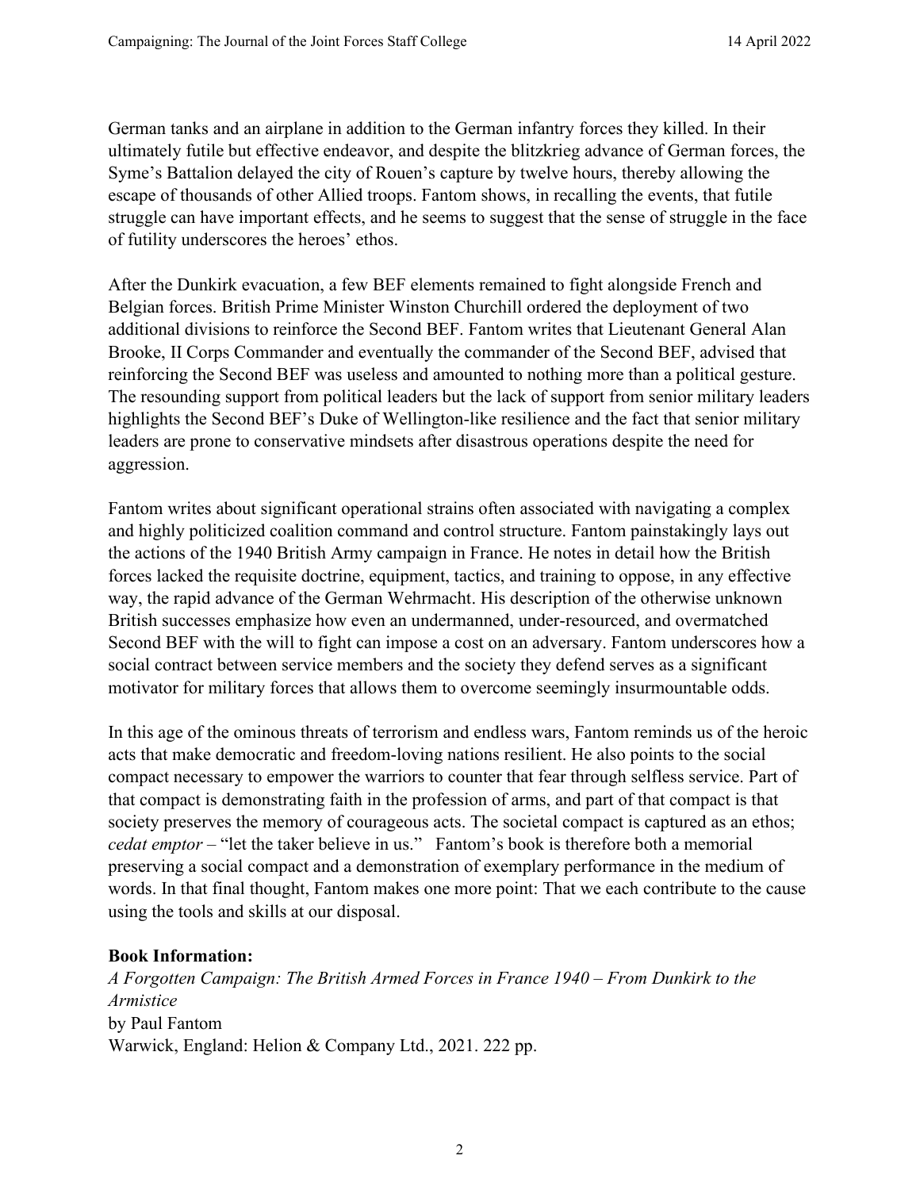German tanks and an airplane in addition to the German infantry forces they killed. In their ultimately futile but effective endeavor, and despite the blitzkrieg advance of German forces, the Syme's Battalion delayed the city of Rouen's capture by twelve hours, thereby allowing the escape of thousands of other Allied troops. Fantom shows, in recalling the events, that futile struggle can have important effects, and he seems to suggest that the sense of struggle in the face of futility underscores the heroes' ethos.

After the Dunkirk evacuation, a few BEF elements remained to fight alongside French and Belgian forces. British Prime Minister Winston Churchill ordered the deployment of two additional divisions to reinforce the Second BEF. Fantom writes that Lieutenant General Alan Brooke, II Corps Commander and eventually the commander of the Second BEF, advised that reinforcing the Second BEF was useless and amounted to nothing more than a political gesture. The resounding support from political leaders but the lack of support from senior military leaders highlights the Second BEF's Duke of Wellington-like resilience and the fact that senior military leaders are prone to conservative mindsets after disastrous operations despite the need for aggression.

Fantom writes about significant operational strains often associated with navigating a complex and highly politicized coalition command and control structure. Fantom painstakingly lays out the actions of the 1940 British Army campaign in France. He notes in detail how the British forces lacked the requisite doctrine, equipment, tactics, and training to oppose, in any effective way, the rapid advance of the German Wehrmacht. His description of the otherwise unknown British successes emphasize how even an undermanned, under-resourced, and overmatched Second BEF with the will to fight can impose a cost on an adversary. Fantom underscores how a social contract between service members and the society they defend serves as a significant motivator for military forces that allows them to overcome seemingly insurmountable odds.

In this age of the ominous threats of terrorism and endless wars, Fantom reminds us of the heroic acts that make democratic and freedom-loving nations resilient. He also points to the social compact necessary to empower the warriors to counter that fear through selfless service. Part of that compact is demonstrating faith in the profession of arms, and part of that compact is that society preserves the memory of courageous acts. The societal compact is captured as an ethos; *cedat emptor* – "let the taker believe in us." Fantom's book is therefore both a memorial preserving a social compact and a demonstration of exemplary performance in the medium of words. In that final thought, Fantom makes one more point: That we each contribute to the cause using the tools and skills at our disposal.

**Book Information:**

*A Forgotten Campaign: The British Armed Forces in France 1940 – From Dunkirk to the Armistice*
by Paul Fantom
Warwick, England: Helion & Company Ltd., 2021. 222 pp.